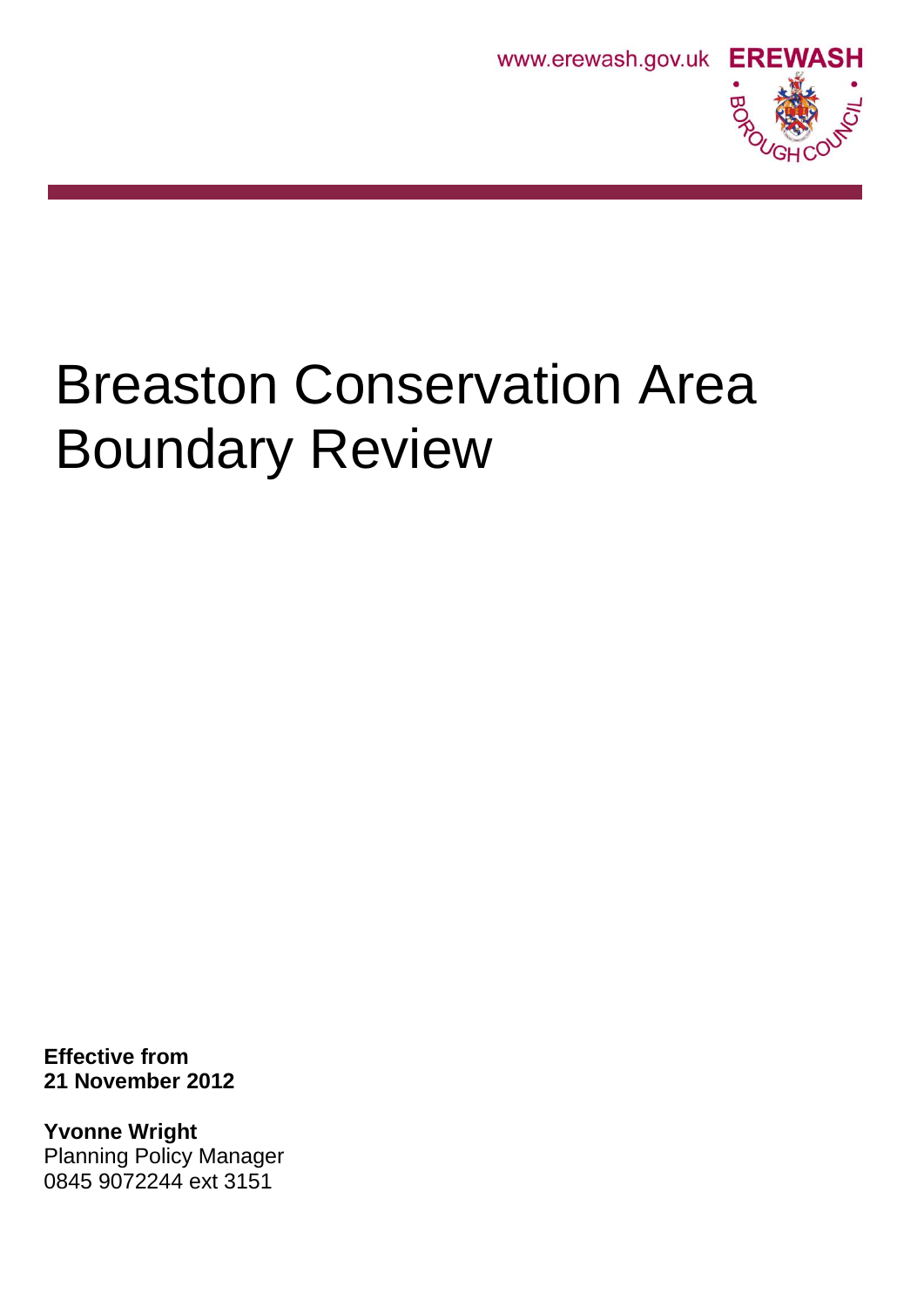www.erewash.gov.uk **EREWASH** BOROUGH COUNCIL

# Breaston Conservation Area Boundary Review

**Effective from**
**21 November 2012**

**Yvonne Wright**
Planning Policy Manager
0845 9072244 ext 3151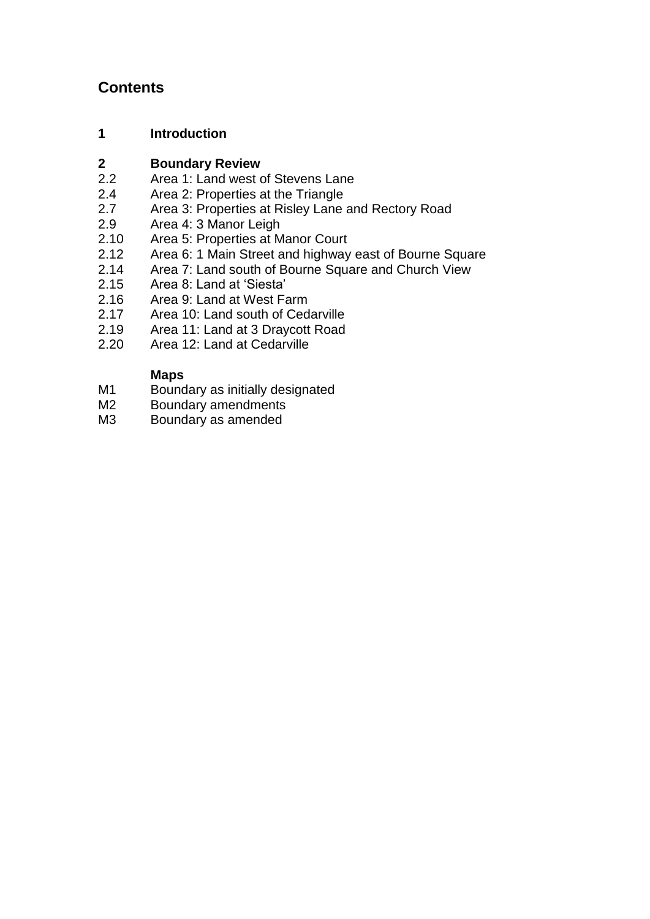# Contents

**1 Introduction**

**2 Boundary Review**

2.2 Area 1: Land west of Stevens Lane
2.4 Area 2: Properties at the Triangle
2.7 Area 3: Properties at Risley Lane and Rectory Road
2.9 Area 4: 3 Manor Leigh
2.10 Area 5: Properties at Manor Court
2.12 Area 6: 1 Main Street and highway east of Bourne Square
2.14 Area 7: Land south of Bourne Square and Church View
2.15 Area 8: Land at 'Siesta'
2.16 Area 9: Land at West Farm
2.17 Area 10: Land south of Cedarville
2.19 Area 11: Land at 3 Draycott Road
2.20 Area 12: Land at Cedarville

**Maps**

M1 Boundary as initially designated
M2 Boundary amendments
M3 Boundary as amended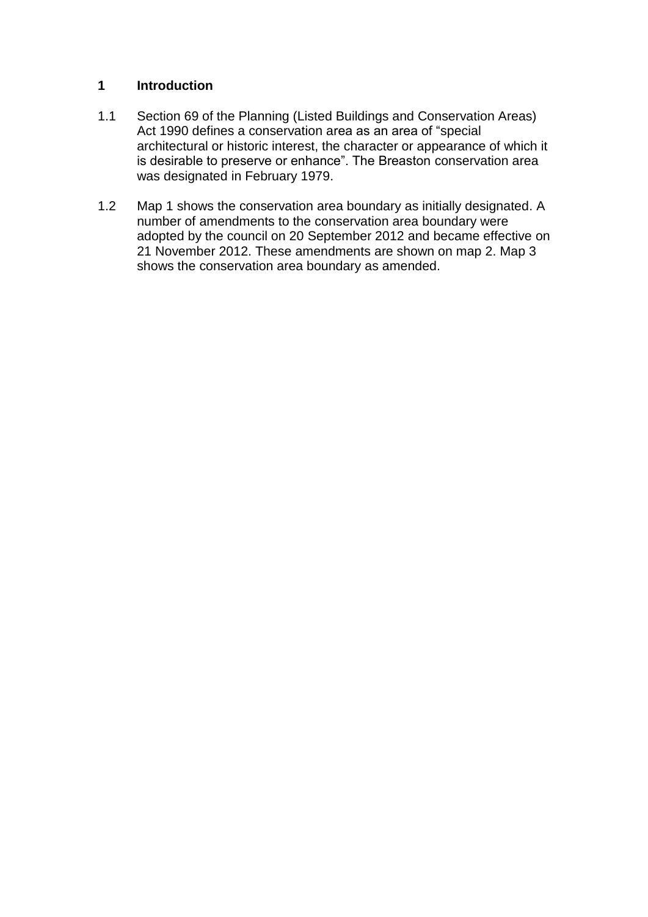## 1 Introduction

1.1 Section 69 of the Planning (Listed Buildings and Conservation Areas) Act 1990 defines a conservation area as an area of "special architectural or historic interest, the character or appearance of which it is desirable to preserve or enhance". The Breaston conservation area was designated in February 1979.

1.2 Map 1 shows the conservation area boundary as initially designated. A number of amendments to the conservation area boundary were adopted by the council on 20 September 2012 and became effective on 21 November 2012. These amendments are shown on map 2. Map 3 shows the conservation area boundary as amended.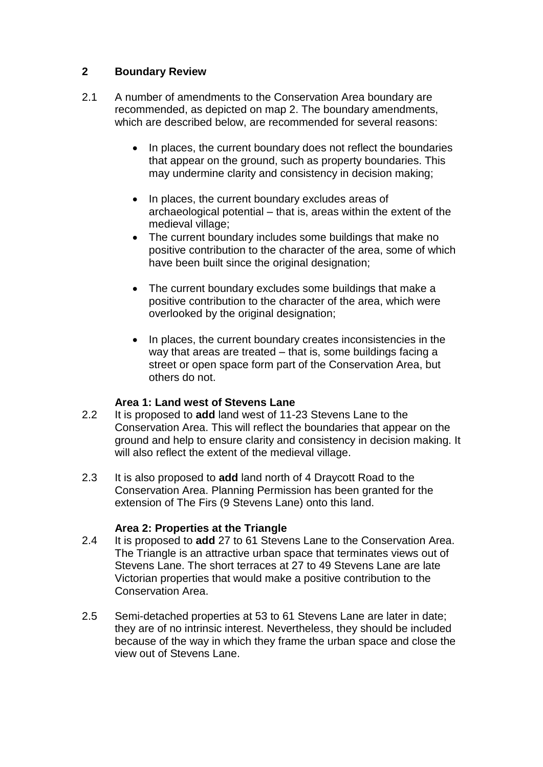## 2 Boundary Review

2.1 A number of amendments to the Conservation Area boundary are recommended, as depicted on map 2. The boundary amendments, which are described below, are recommended for several reasons:

- In places, the current boundary does not reflect the boundaries that appear on the ground, such as property boundaries. This may undermine clarity and consistency in decision making;
- In places, the current boundary excludes areas of archaeological potential – that is, areas within the extent of the medieval village;
- The current boundary includes some buildings that make no positive contribution to the character of the area, some of which have been built since the original designation;
- The current boundary excludes some buildings that make a positive contribution to the character of the area, which were overlooked by the original designation;
- In places, the current boundary creates inconsistencies in the way that areas are treated – that is, some buildings facing a street or open space form part of the Conservation Area, but others do not.

### Area 1: Land west of Stevens Lane

2.2 It is proposed to **add** land west of 11-23 Stevens Lane to the Conservation Area. This will reflect the boundaries that appear on the ground and help to ensure clarity and consistency in decision making. It will also reflect the extent of the medieval village.

2.3 It is also proposed to **add** land north of 4 Draycott Road to the Conservation Area. Planning Permission has been granted for the extension of The Firs (9 Stevens Lane) onto this land.

### Area 2: Properties at the Triangle

2.4 It is proposed to **add** 27 to 61 Stevens Lane to the Conservation Area. The Triangle is an attractive urban space that terminates views out of Stevens Lane. The short terraces at 27 to 49 Stevens Lane are late Victorian properties that would make a positive contribution to the Conservation Area.

2.5 Semi-detached properties at 53 to 61 Stevens Lane are later in date; they are of no intrinsic interest. Nevertheless, they should be included because of the way in which they frame the urban space and close the view out of Stevens Lane.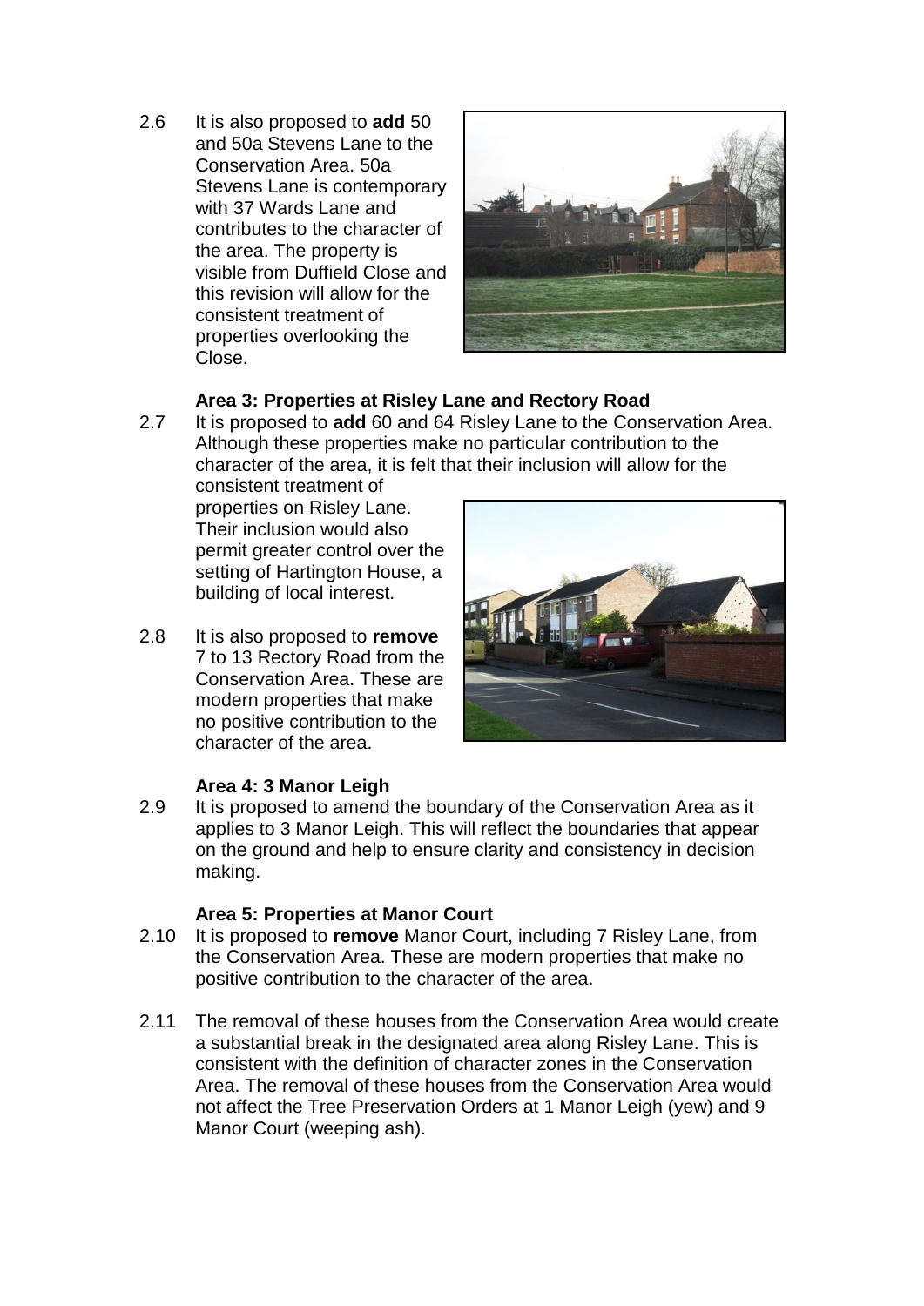2.6 It is also proposed to **add** 50 and 50a Stevens Lane to the Conservation Area. 50a Stevens Lane is contemporary with 37 Wards Lane and contributes to the character of the area. The property is visible from Duffield Close and this revision will allow for the consistent treatment of properties overlooking the Close.

**Area 3: Properties at Risley Lane and Rectory Road**

2.7 It is proposed to **add** 60 and 64 Risley Lane to the Conservation Area. Although these properties make no particular contribution to the character of the area, it is felt that their inclusion will allow for the consistent treatment of properties on Risley Lane. Their inclusion would also permit greater control over the setting of Hartington House, a building of local interest.

2.8 It is also proposed to **remove** 7 to 13 Rectory Road from the Conservation Area. These are modern properties that make no positive contribution to the character of the area.

**Area 4: 3 Manor Leigh**

2.9 It is proposed to amend the boundary of the Conservation Area as it applies to 3 Manor Leigh. This will reflect the boundaries that appear on the ground and help to ensure clarity and consistency in decision making.

**Area 5: Properties at Manor Court**

2.10 It is proposed to **remove** Manor Court, including 7 Risley Lane, from the Conservation Area. These are modern properties that make no positive contribution to the character of the area.

2.11 The removal of these houses from the Conservation Area would create a substantial break in the designated area along Risley Lane. This is consistent with the definition of character zones in the Conservation Area. The removal of these houses from the Conservation Area would not affect the Tree Preservation Orders at 1 Manor Leigh (yew) and 9 Manor Court (weeping ash).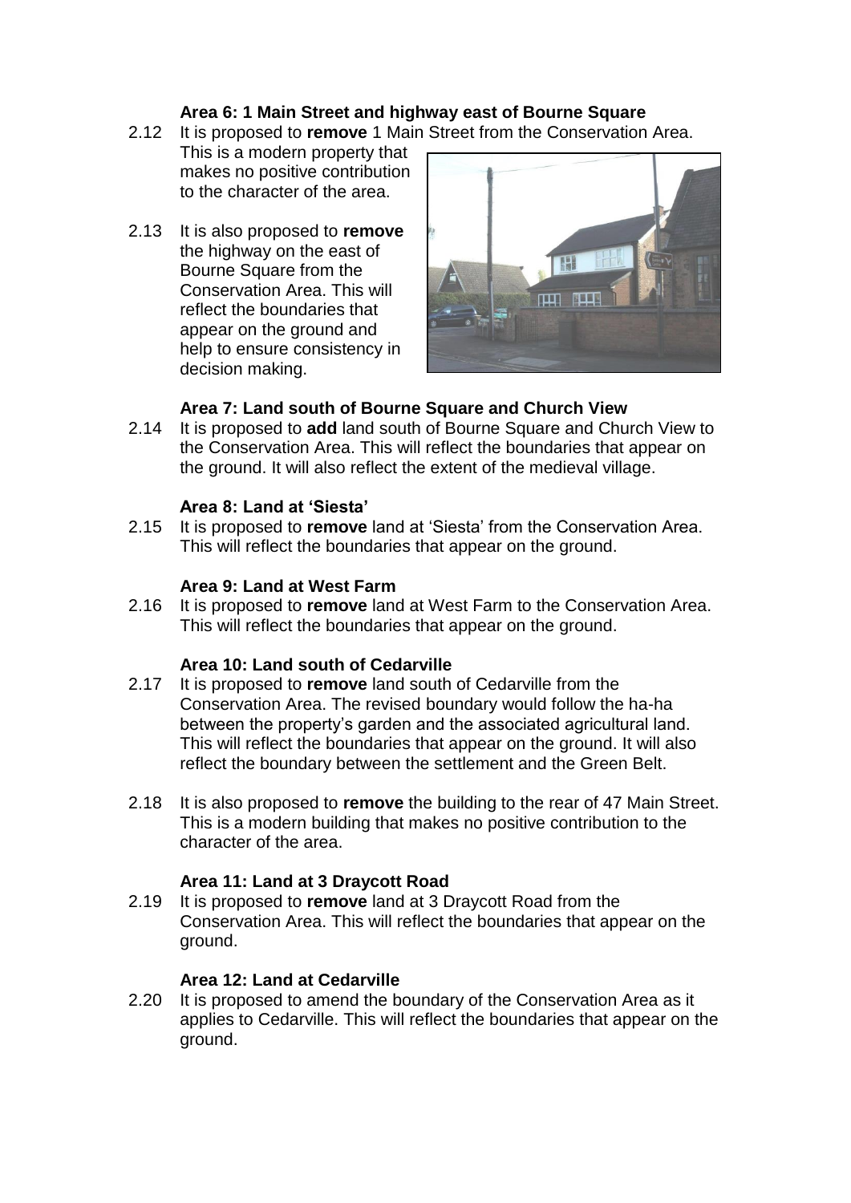**Area 6: 1 Main Street and highway east of Bourne Square**

2.12 It is proposed to **remove** 1 Main Street from the Conservation Area. This is a modern property that makes no positive contribution to the character of the area.

2.13 It is also proposed to **remove** the highway on the east of Bourne Square from the Conservation Area. This will reflect the boundaries that appear on the ground and help to ensure consistency in decision making.

**Area 7: Land south of Bourne Square and Church View**

2.14 It is proposed to **add** land south of Bourne Square and Church View to the Conservation Area. This will reflect the boundaries that appear on the ground. It will also reflect the extent of the medieval village.

**Area 8: Land at 'Siesta'**

2.15 It is proposed to **remove** land at 'Siesta' from the Conservation Area. This will reflect the boundaries that appear on the ground.

**Area 9: Land at West Farm**

2.16 It is proposed to **remove** land at West Farm to the Conservation Area. This will reflect the boundaries that appear on the ground.

**Area 10: Land south of Cedarville**

2.17 It is proposed to **remove** land south of Cedarville from the Conservation Area. The revised boundary would follow the ha-ha between the property's garden and the associated agricultural land. This will reflect the boundaries that appear on the ground. It will also reflect the boundary between the settlement and the Green Belt.

2.18 It is also proposed to **remove** the building to the rear of 47 Main Street. This is a modern building that makes no positive contribution to the character of the area.

**Area 11: Land at 3 Draycott Road**

2.19 It is proposed to **remove** land at 3 Draycott Road from the Conservation Area. This will reflect the boundaries that appear on the ground.

**Area 12: Land at Cedarville**

2.20 It is proposed to amend the boundary of the Conservation Area as it applies to Cedarville. This will reflect the boundaries that appear on the ground.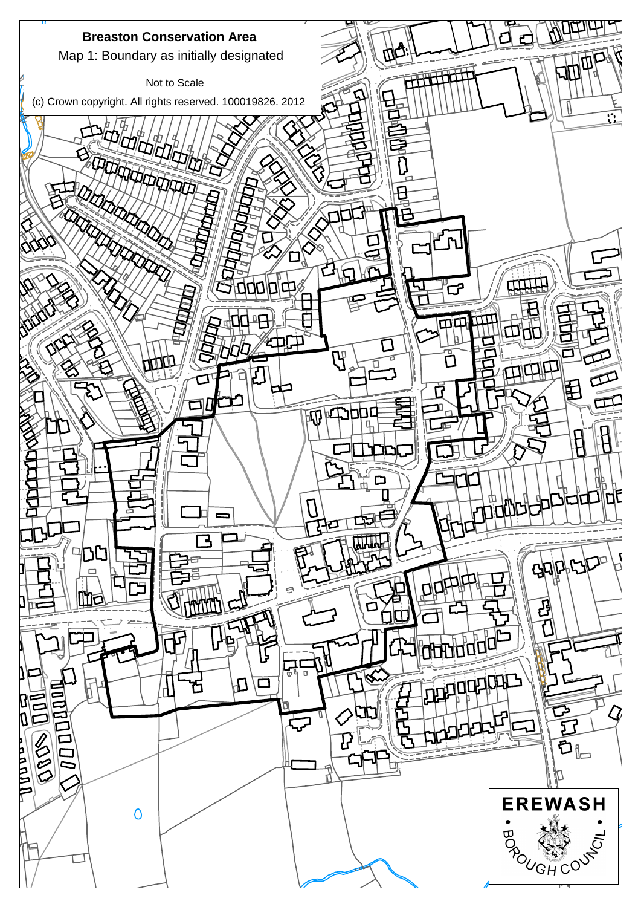**Breaston Conservation Area**

Map 1: Boundary as initially designated

Not to Scale

(c) Crown copyright. All rights reserved. 100019826. 2012

EREWASH BOROUGH COUNCIL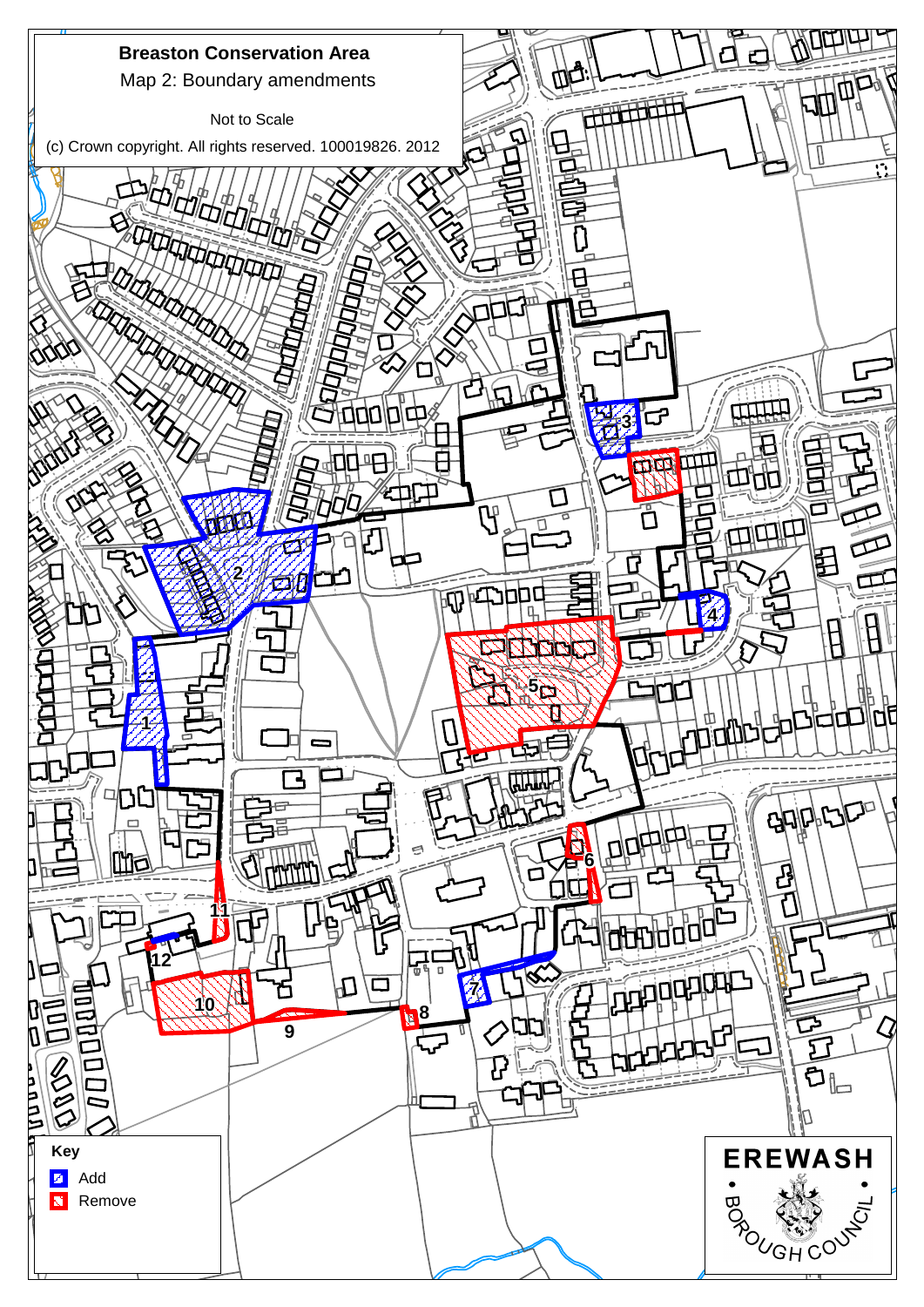# Breaston Conservation Area

Map 2: Boundary amendments

Not to Scale

(c) Crown copyright. All rights reserved. 100019826. 2012

1

2

3

4

5

6

7

8

9

10

11

12

**Key**

- Add
- Remove

**EREWASH**

BOROUGH COUNCIL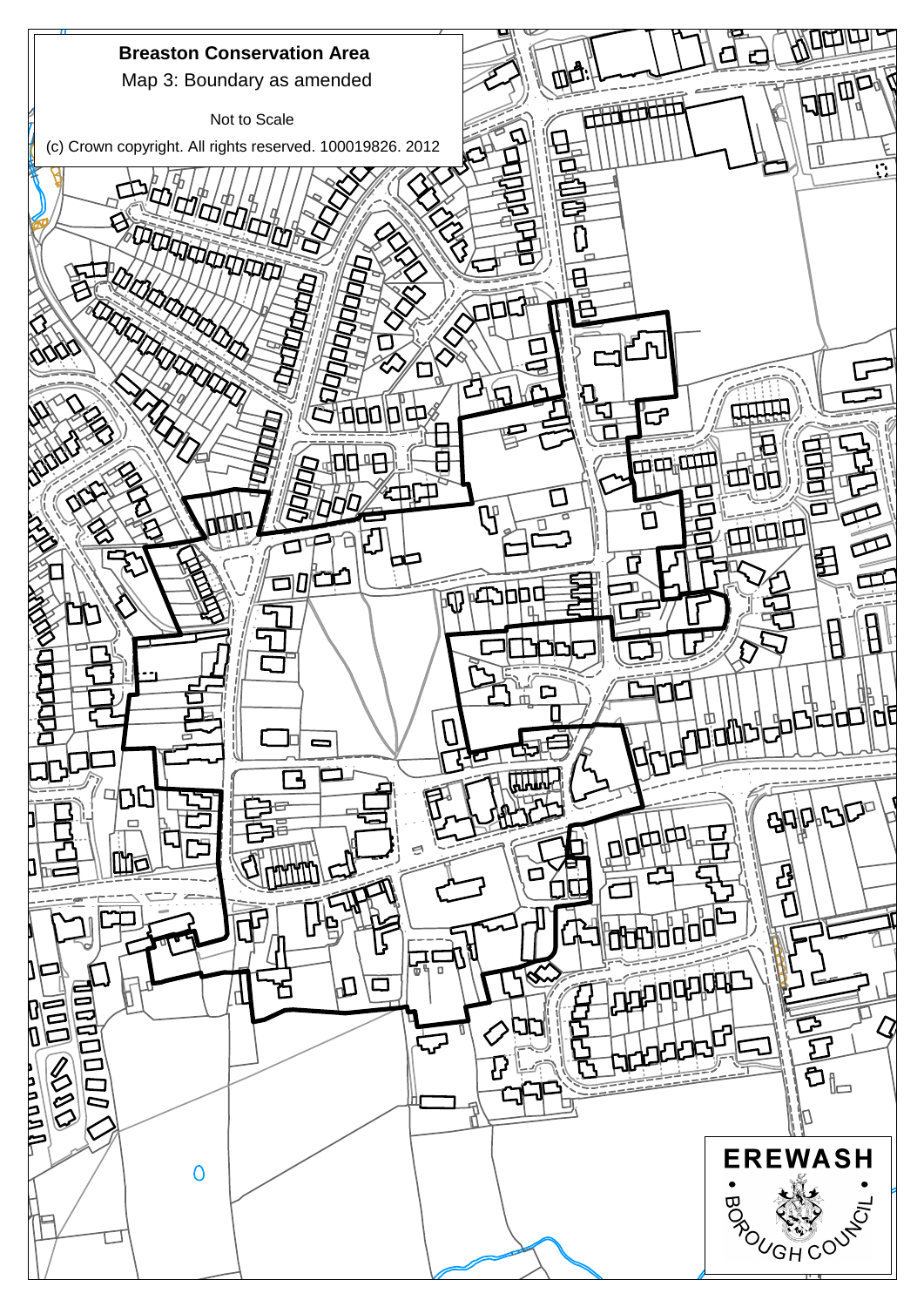**Breaston Conservation Area**

Map 3: Boundary as amended

Not to Scale

(c) Crown copyright. All rights reserved. 100019826. 2012

EREWASH BOROUGH COUNCIL